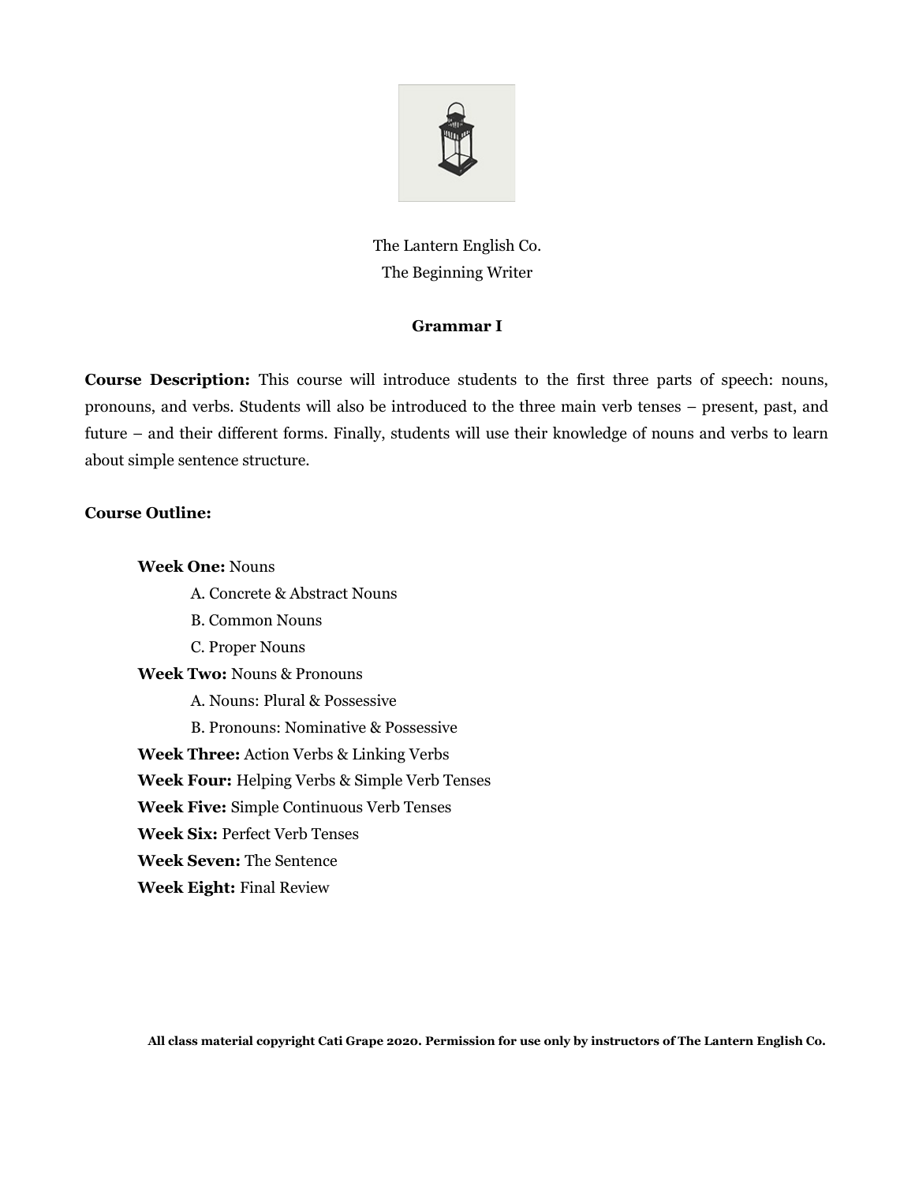The Lantern English Co.
The Beginning Writer

# Grammar I

**Course Description:** This course will introduce students to the first three parts of speech: nouns, pronouns, and verbs. Students will also be introduced to the three main verb tenses – present, past, and future – and their different forms. Finally, students will use their knowledge of nouns and verbs to learn about simple sentence structure.

**Course Outline:**

- **Week One:** Nouns
  - A. Concrete & Abstract Nouns
  - B. Common Nouns
  - C. Proper Nouns
- **Week Two:** Nouns & Pronouns
  - A. Nouns: Plural & Possessive
  - B. Pronouns: Nominative & Possessive
- **Week Three:** Action Verbs & Linking Verbs
- **Week Four:** Helping Verbs & Simple Verb Tenses
- **Week Five:** Simple Continuous Verb Tenses
- **Week Six:** Perfect Verb Tenses
- **Week Seven:** The Sentence
- **Week Eight:** Final Review

**All class material copyright Cati Grape 2020. Permission for use only by instructors of The Lantern English Co.**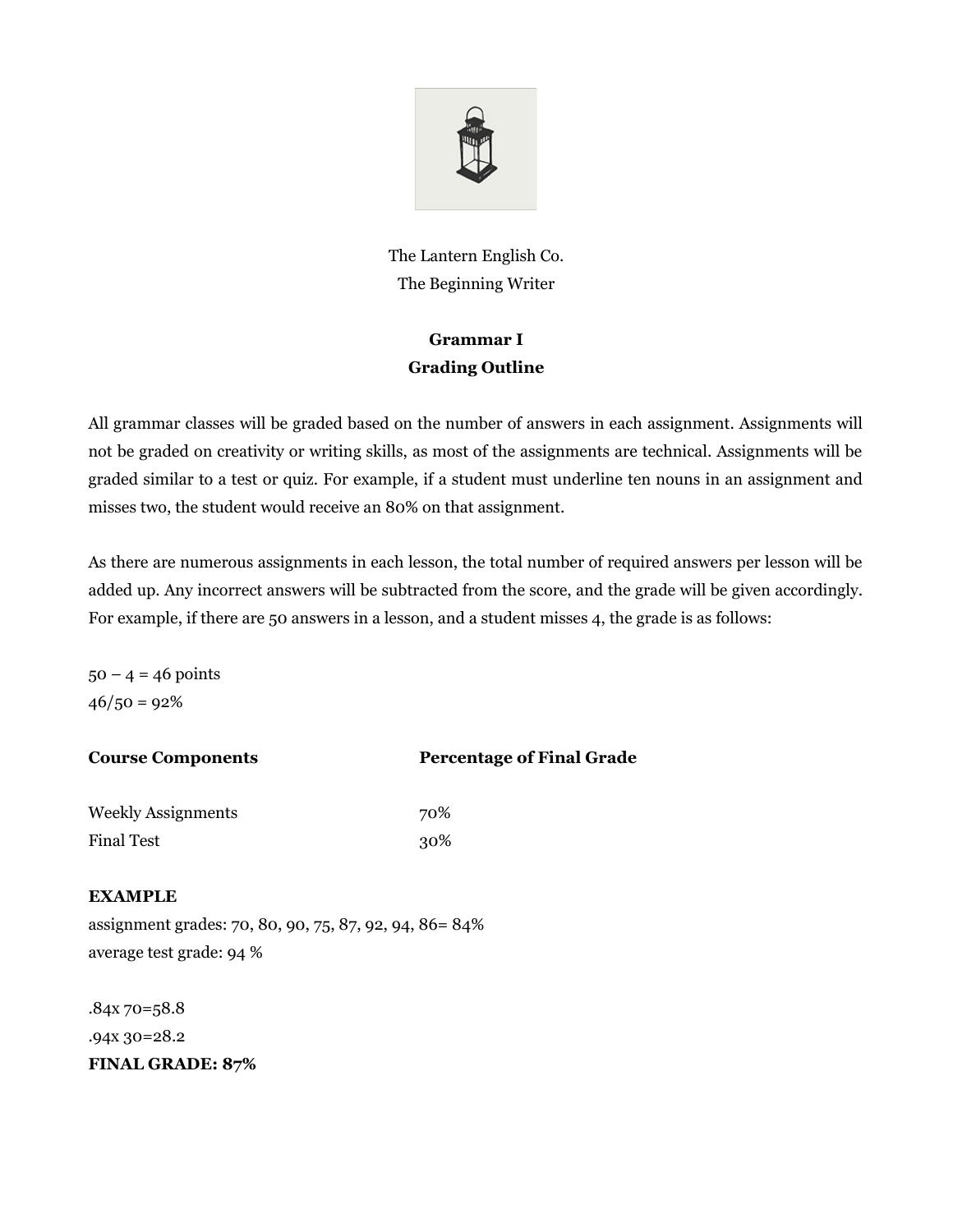The Lantern English Co.
The Beginning Writer

**Grammar I**
**Grading Outline**

All grammar classes will be graded based on the number of answers in each assignment. Assignments will not be graded on creativity or writing skills, as most of the assignments are technical. Assignments will be graded similar to a test or quiz. For example, if a student must underline ten nouns in an assignment and misses two, the student would receive an 80% on that assignment.

As there are numerous assignments in each lesson, the total number of required answers per lesson will be added up. Any incorrect answers will be subtracted from the score, and the grade will be given accordingly. For example, if there are 50 answers in a lesson, and a student misses 4, the grade is as follows:

50 – 4 = 46 points
46/50 = 92%

| **Course Components** | **Percentage of Final Grade** |
| --- | --- |
| Weekly Assignments | 70% |
| Final Test | 30% |

**EXAMPLE**
assignment grades: 70, 80, 90, 75, 87, 92, 94, 86= 84%
average test grade: 94 %

.84x 70=58.8
.94x 30=28.2
**FINAL GRADE: 87%**